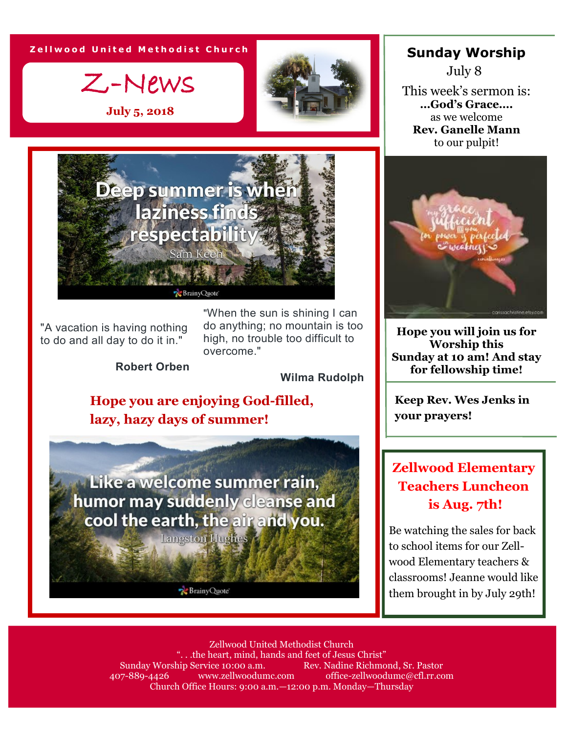Zellwood United Methodist Church

# Z-News

**July 5, 2018**

Deep summer is when laziness finds respectability.
Sam Keen

"A vacation is having nothing to do and all day to do it in."

**Robert Orben**

"When the sun is shining I can do anything; no mountain is too high, no trouble too difficult to overcome."

**Wilma Rudolph**

**Hope you are enjoying God-filled, lazy, hazy days of summer!**

Like a welcome summer rain, humor may suddenly cleanse and cool the earth, the air and you.
Langston Hughes

## Sunday Worship

July 8

This week's sermon is:
**...God's Grace....**
as we welcome
**Rev. Ganelle Mann**
to our pulpit!

**Hope you will join us for Worship this Sunday at 10 am! And stay for fellowship time!**

**Keep Rev. Wes Jenks in your prayers!**

## Zellwood Elementary Teachers Luncheon is Aug. 7th!

Be watching the sales for back to school items for our Zellwood Elementary teachers & classrooms! Jeanne would like them brought in by July 29th!

Zellwood United Methodist Church
". . .the heart, mind, hands and feet of Jesus Christ"
Sunday Worship Service 10:00 a.m. Rev. Nadine Richmond, Sr. Pastor
407-889-4426 www.zellwoodumc.com office-zellwoodumc@cfl.rr.com
Church Office Hours: 9:00 a.m.—12:00 p.m. Monday—Thursday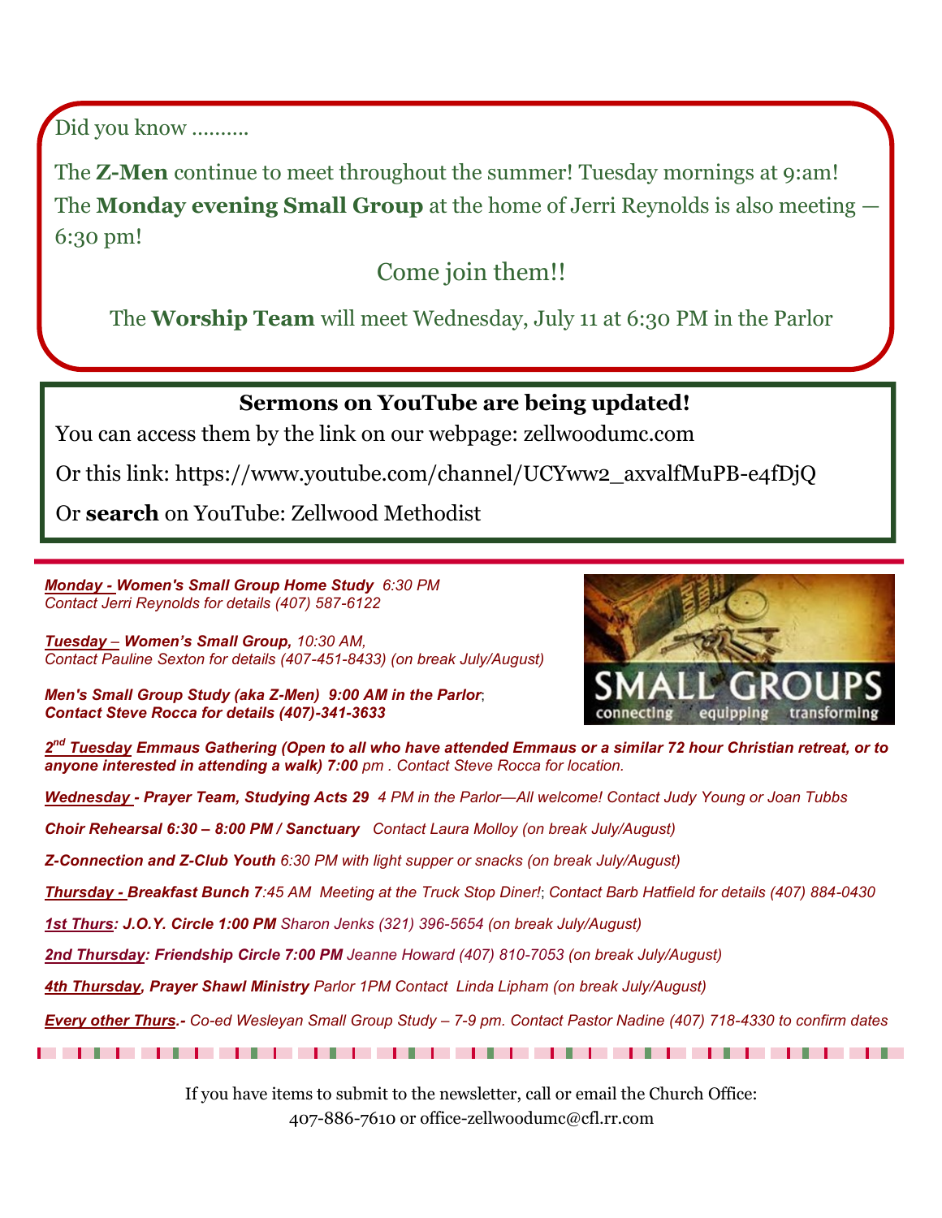Did you know ..........

The **Z-Men** continue to meet throughout the summer! Tuesday mornings at 9:am! The **Monday evening Small Group** at the home of Jerri Reynolds is also meeting — 6:30 pm!

Come join them!!

The **Worship Team** will meet Wednesday, July 11 at 6:30 PM in the Parlor

**Sermons on YouTube are being updated!**

You can access them by the link on our webpage: zellwoodumc.com

Or this link: https://www.youtube.com/channel/UCYww2_axvalfMuPB-e4fDjQ

Or **search** on YouTube: Zellwood Methodist

SMALL GROUPS
connecting equipping transforming

***Monday - Women's Small Group Home Study*** *6:30 PM*
*Contact Jerri Reynolds for details (407) 587-6122*

***Tuesday – Women's Small Group,*** *10:30 AM,*
*Contact Pauline Sexton for details (407-451-8433) (on break July/August)*

***Men's Small Group Study (aka Z-Men) 9:00 AM in the Parlor****;*
***Contact Steve Rocca for details (407)-341-3633***

***2nd Tuesday Emmaus Gathering (Open to all who have attended Emmaus or a similar 72 hour Christian retreat, or to anyone interested in attending a walk) 7:00*** *pm . Contact Steve Rocca for location.*

***Wednesday - Prayer Team, Studying Acts 29*** *4 PM in the Parlor—All welcome! Contact Judy Young or Joan Tubbs*

***Choir Rehearsal 6:30 – 8:00 PM / Sanctuary*** *Contact Laura Molloy (on break July/August)*

***Z-Connection and Z-Club Youth*** *6:30 PM with light supper or snacks (on break July/August)*

***Thursday - Breakfast Bunch 7****:45 AM Meeting at the Truck Stop Diner!; Contact Barb Hatfield for details (407) 884-0430*

***1st Thurs: J.O.Y. Circle 1:00 PM*** *Sharon Jenks (321) 396-5654 (on break July/August)*

***2nd Thursday: Friendship Circle 7:00 PM*** *Jeanne Howard (407) 810-7053 (on break July/August)*

***4th Thursday, Prayer Shawl Ministry*** *Parlor 1PM Contact Linda Lipham (on break July/August)*

***Every other Thurs.-*** *Co-ed Wesleyan Small Group Study – 7-9 pm. Contact Pastor Nadine (407) 718-4330 to confirm dates*

If you have items to submit to the newsletter, call or email the Church Office:
407-886-7610 or office-zellwoodumc@cfl.rr.com